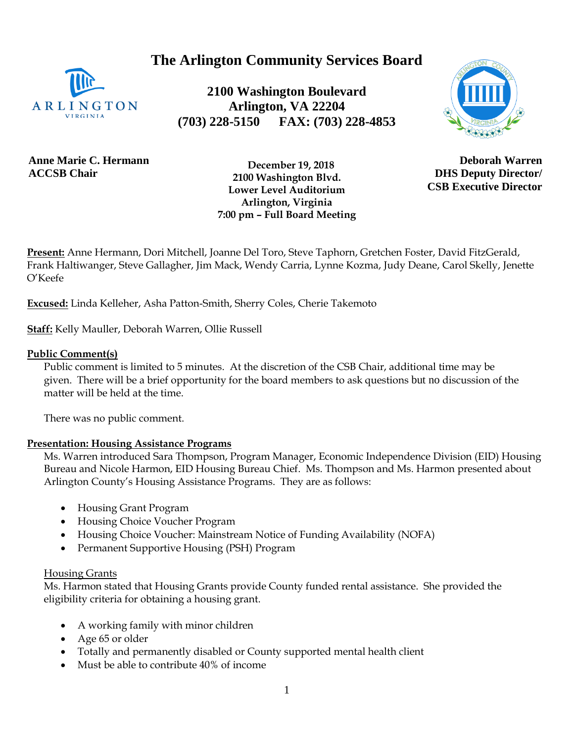# The Arlington Community Services Board

**2100 Washington Boulevard**
**Arlington, VA 22204**
**(703) 228-5150 FAX: (703) 228-4853**

**Anne Marie C. Hermann**
**ACCSB Chair**

**December 19, 2018**
**2100 Washington Blvd.**
**Lower Level Auditorium**
**Arlington, Virginia**
**7:00 pm – Full Board Meeting**

**Deborah Warren**
**DHS Deputy Director/**
**CSB Executive Director**

**Present:** Anne Hermann, Dori Mitchell, Joanne Del Toro, Steve Taphorn, Gretchen Foster, David FitzGerald, Frank Haltiwanger, Steve Gallagher, Jim Mack, Wendy Carria, Lynne Kozma, Judy Deane, Carol Skelly, Jenette O'Keefe

**Excused:** Linda Kelleher, Asha Patton-Smith, Sherry Coles, Cherie Takemoto

**Staff:** Kelly Mauller, Deborah Warren, Ollie Russell

**Public Comment(s)**

Public comment is limited to 5 minutes. At the discretion of the CSB Chair, additional time may be given. There will be a brief opportunity for the board members to ask questions but no discussion of the matter will be held at the time.

There was no public comment.

**Presentation: Housing Assistance Programs**

Ms. Warren introduced Sara Thompson, Program Manager, Economic Independence Division (EID) Housing Bureau and Nicole Harmon, EID Housing Bureau Chief. Ms. Thompson and Ms. Harmon presented about Arlington County's Housing Assistance Programs. They are as follows:

- Housing Grant Program
- Housing Choice Voucher Program
- Housing Choice Voucher: Mainstream Notice of Funding Availability (NOFA)
- Permanent Supportive Housing (PSH) Program

Housing Grants

Ms. Harmon stated that Housing Grants provide County funded rental assistance. She provided the eligibility criteria for obtaining a housing grant.

- A working family with minor children
- Age 65 or older
- Totally and permanently disabled or County supported mental health client
- Must be able to contribute 40% of income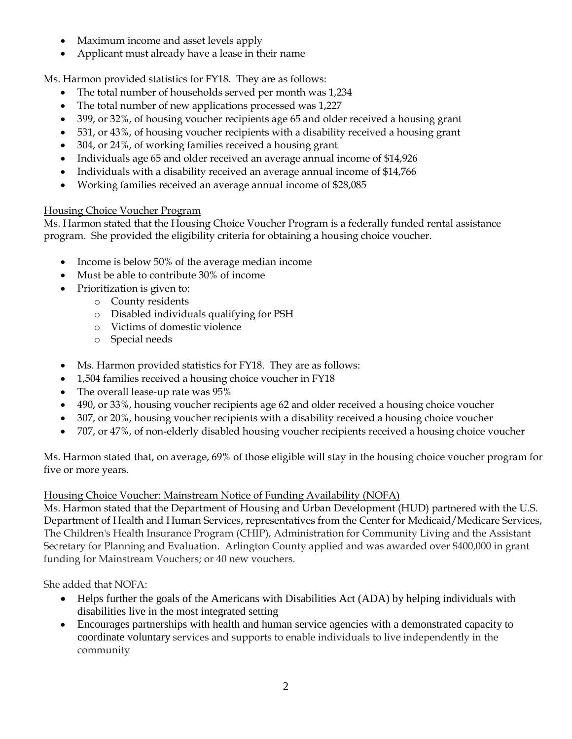- Maximum income and asset levels apply
- Applicant must already have a lease in their name

Ms. Harmon provided statistics for FY18. They are as follows:

- The total number of households served per month was 1,234
- The total number of new applications processed was 1,227
- 399, or 32%, of housing voucher recipients age 65 and older received a housing grant
- 531, or 43%, of housing voucher recipients with a disability received a housing grant
- 304, or 24%, of working families received a housing grant
- Individuals age 65 and older received an average annual income of $14,926
- Individuals with a disability received an average annual income of $14,766
- Working families received an average annual income of $28,085

Housing Choice Voucher Program

Ms. Harmon stated that the Housing Choice Voucher Program is a federally funded rental assistance program. She provided the eligibility criteria for obtaining a housing choice voucher.

- Income is below 50% of the average median income
- Must be able to contribute 30% of income
- Prioritization is given to:
  - County residents
  - Disabled individuals qualifying for PSH
  - Victims of domestic violence
  - Special needs

- Ms. Harmon provided statistics for FY18. They are as follows:
- 1,504 families received a housing choice voucher in FY18
- The overall lease-up rate was 95%
- 490, or 33%, housing voucher recipients age 62 and older received a housing choice voucher
- 307, or 20%, housing voucher recipients with a disability received a housing choice voucher
- 707, or 47%, of non-elderly disabled housing voucher recipients received a housing choice voucher

Ms. Harmon stated that, on average, 69% of those eligible will stay in the housing choice voucher program for five or more years.

Housing Choice Voucher: Mainstream Notice of Funding Availability (NOFA)

Ms. Harmon stated that the Department of Housing and Urban Development (HUD) partnered with the U.S. Department of Health and Human Services, representatives from the Center for Medicaid/Medicare Services, The Children's Health Insurance Program (CHIP), Administration for Community Living and the Assistant Secretary for Planning and Evaluation. Arlington County applied and was awarded over $400,000 in grant funding for Mainstream Vouchers; or 40 new vouchers.

She added that NOFA:

- Helps further the goals of the Americans with Disabilities Act (ADA) by helping individuals with disabilities live in the most integrated setting
- Encourages partnerships with health and human service agencies with a demonstrated capacity to coordinate voluntary services and supports to enable individuals to live independently in the community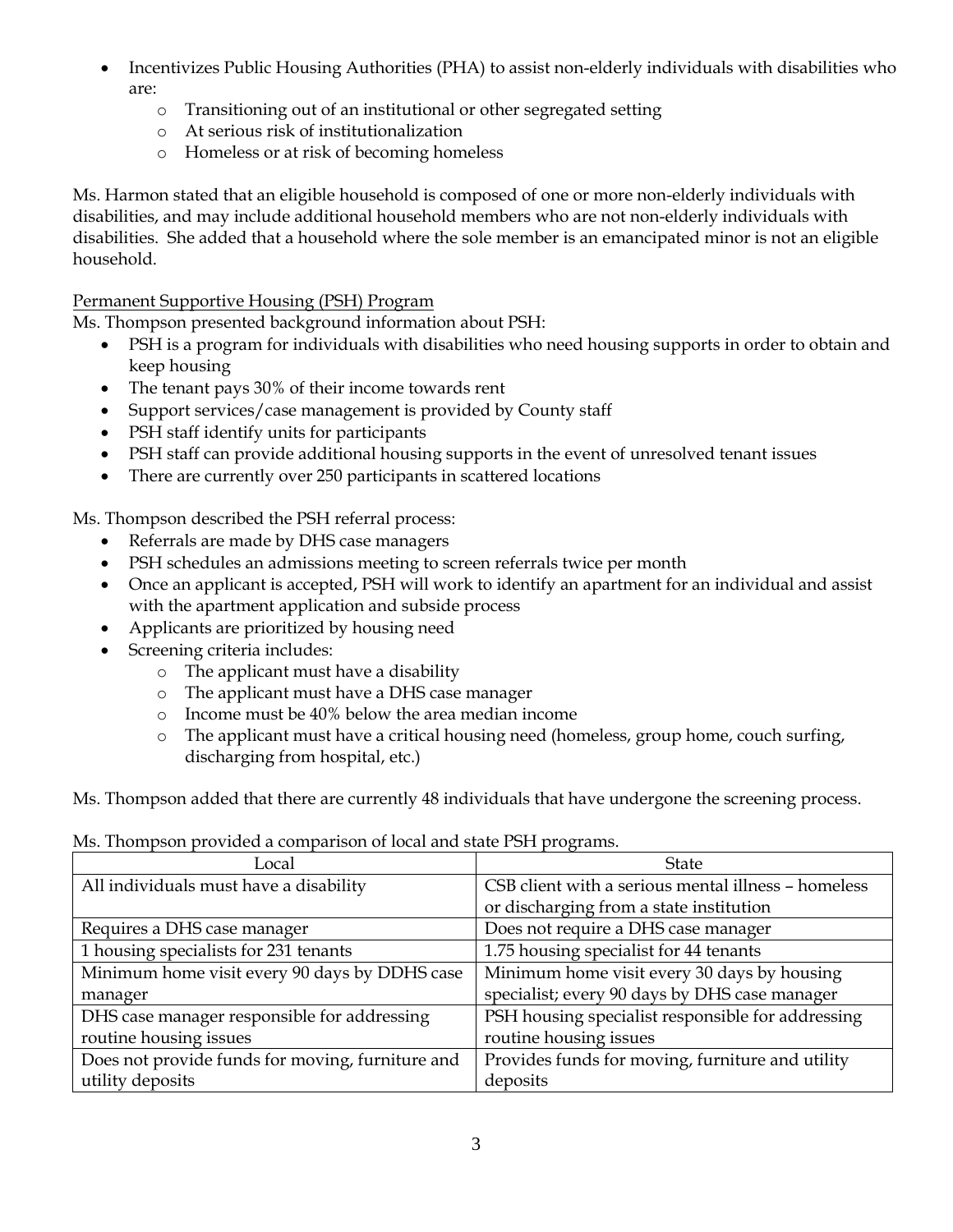- Incentivizes Public Housing Authorities (PHA) to assist non-elderly individuals with disabilities who are:
  - Transitioning out of an institutional or other segregated setting
  - At serious risk of institutionalization
  - Homeless or at risk of becoming homeless

Ms. Harmon stated that an eligible household is composed of one or more non-elderly individuals with disabilities, and may include additional household members who are not non-elderly individuals with disabilities. She added that a household where the sole member is an emancipated minor is not an eligible household.

<u>Permanent Supportive Housing (PSH) Program</u>

Ms. Thompson presented background information about PSH:

- PSH is a program for individuals with disabilities who need housing supports in order to obtain and keep housing
- The tenant pays 30% of their income towards rent
- Support services/case management is provided by County staff
- PSH staff identify units for participants
- PSH staff can provide additional housing supports in the event of unresolved tenant issues
- There are currently over 250 participants in scattered locations

Ms. Thompson described the PSH referral process:

- Referrals are made by DHS case managers
- PSH schedules an admissions meeting to screen referrals twice per month
- Once an applicant is accepted, PSH will work to identify an apartment for an individual and assist with the apartment application and subside process
- Applicants are prioritized by housing need
- Screening criteria includes:
  - The applicant must have a disability
  - The applicant must have a DHS case manager
  - Income must be 40% below the area median income
  - The applicant must have a critical housing need (homeless, group home, couch surfing, discharging from hospital, etc.)

Ms. Thompson added that there are currently 48 individuals that have undergone the screening process.

Ms. Thompson provided a comparison of local and state PSH programs.

| Local | State |
|---|---|
| All individuals must have a disability | CSB client with a serious mental illness – homeless or discharging from a state institution |
| Requires a DHS case manager | Does not require a DHS case manager |
| 1 housing specialists for 231 tenants | 1.75 housing specialist for 44 tenants |
| Minimum home visit every 90 days by DDHS case manager | Minimum home visit every 30 days by housing specialist; every 90 days by DHS case manager |
| DHS case manager responsible for addressing routine housing issues | PSH housing specialist responsible for addressing routine housing issues |
| Does not provide funds for moving, furniture and utility deposits | Provides funds for moving, furniture and utility deposits |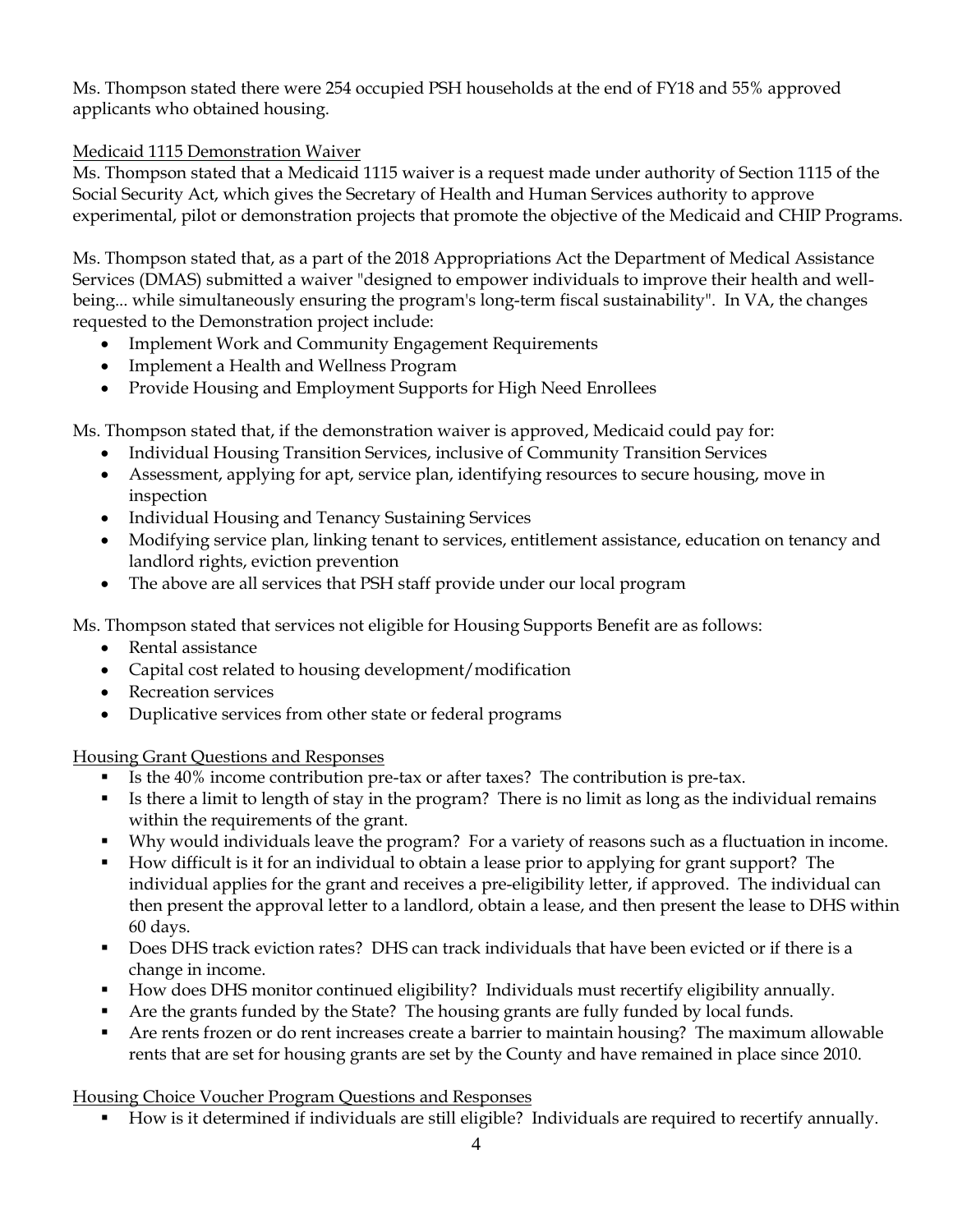Ms. Thompson stated there were 254 occupied PSH households at the end of FY18 and 55% approved applicants who obtained housing.

Medicaid 1115 Demonstration Waiver

Ms. Thompson stated that a Medicaid 1115 waiver is a request made under authority of Section 1115 of the Social Security Act, which gives the Secretary of Health and Human Services authority to approve experimental, pilot or demonstration projects that promote the objective of the Medicaid and CHIP Programs.

Ms. Thompson stated that, as a part of the 2018 Appropriations Act the Department of Medical Assistance Services (DMAS) submitted a waiver "designed to empower individuals to improve their health and well-being... while simultaneously ensuring the program's long-term fiscal sustainability". In VA, the changes requested to the Demonstration project include:

- Implement Work and Community Engagement Requirements
- Implement a Health and Wellness Program
- Provide Housing and Employment Supports for High Need Enrollees

Ms. Thompson stated that, if the demonstration waiver is approved, Medicaid could pay for:

- Individual Housing Transition Services, inclusive of Community Transition Services
- Assessment, applying for apt, service plan, identifying resources to secure housing, move in inspection
- Individual Housing and Tenancy Sustaining Services
- Modifying service plan, linking tenant to services, entitlement assistance, education on tenancy and landlord rights, eviction prevention
- The above are all services that PSH staff provide under our local program

Ms. Thompson stated that services not eligible for Housing Supports Benefit are as follows:

- Rental assistance
- Capital cost related to housing development/modification
- Recreation services
- Duplicative services from other state or federal programs

Housing Grant Questions and Responses

- Is the 40% income contribution pre-tax or after taxes? The contribution is pre-tax.
- Is there a limit to length of stay in the program? There is no limit as long as the individual remains within the requirements of the grant.
- Why would individuals leave the program? For a variety of reasons such as a fluctuation in income.
- How difficult is it for an individual to obtain a lease prior to applying for grant support? The individual applies for the grant and receives a pre-eligibility letter, if approved. The individual can then present the approval letter to a landlord, obtain a lease, and then present the lease to DHS within 60 days.
- Does DHS track eviction rates? DHS can track individuals that have been evicted or if there is a change in income.
- How does DHS monitor continued eligibility? Individuals must recertify eligibility annually.
- Are the grants funded by the State? The housing grants are fully funded by local funds.
- Are rents frozen or do rent increases create a barrier to maintain housing? The maximum allowable rents that are set for housing grants are set by the County and have remained in place since 2010.

Housing Choice Voucher Program Questions and Responses

- How is it determined if individuals are still eligible? Individuals are required to recertify annually.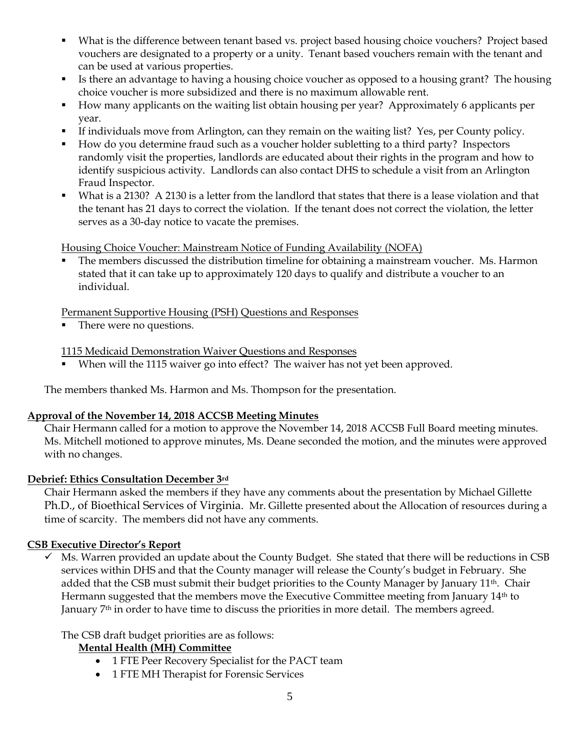- What is the difference between tenant based vs. project based housing choice vouchers? Project based vouchers are designated to a property or a unity. Tenant based vouchers remain with the tenant and can be used at various properties.
- Is there an advantage to having a housing choice voucher as opposed to a housing grant? The housing choice voucher is more subsidized and there is no maximum allowable rent.
- How many applicants on the waiting list obtain housing per year? Approximately 6 applicants per year.
- If individuals move from Arlington, can they remain on the waiting list? Yes, per County policy.
- How do you determine fraud such as a voucher holder subletting to a third party? Inspectors randomly visit the properties, landlords are educated about their rights in the program and how to identify suspicious activity. Landlords can also contact DHS to schedule a visit from an Arlington Fraud Inspector.
- What is a 2130? A 2130 is a letter from the landlord that states that there is a lease violation and that the tenant has 21 days to correct the violation. If the tenant does not correct the violation, the letter serves as a 30-day notice to vacate the premises.

Housing Choice Voucher: Mainstream Notice of Funding Availability (NOFA)

- The members discussed the distribution timeline for obtaining a mainstream voucher. Ms. Harmon stated that it can take up to approximately 120 days to qualify and distribute a voucher to an individual.

Permanent Supportive Housing (PSH) Questions and Responses

- There were no questions.

1115 Medicaid Demonstration Waiver Questions and Responses

- When will the 1115 waiver go into effect? The waiver has not yet been approved.

The members thanked Ms. Harmon and Ms. Thompson for the presentation.

**Approval of the November 14, 2018 ACCSB Meeting Minutes**

Chair Hermann called for a motion to approve the November 14, 2018 ACCSB Full Board meeting minutes. Ms. Mitchell motioned to approve minutes, Ms. Deane seconded the motion, and the minutes were approved with no changes.

**Debrief: Ethics Consultation December 3rd**

Chair Hermann asked the members if they have any comments about the presentation by Michael Gillette Ph.D., of Bioethical Services of Virginia. Mr. Gillette presented about the Allocation of resources during a time of scarcity. The members did not have any comments.

**CSB Executive Director's Report**

- ✓ Ms. Warren provided an update about the County Budget. She stated that there will be reductions in CSB services within DHS and that the County manager will release the County's budget in February. She added that the CSB must submit their budget priorities to the County Manager by January 11th. Chair Hermann suggested that the members move the Executive Committee meeting from January 14th to January 7th in order to have time to discuss the priorities in more detail. The members agreed.

The CSB draft budget priorities are as follows:

**Mental Health (MH) Committee**

- 1 FTE Peer Recovery Specialist for the PACT team
- 1 FTE MH Therapist for Forensic Services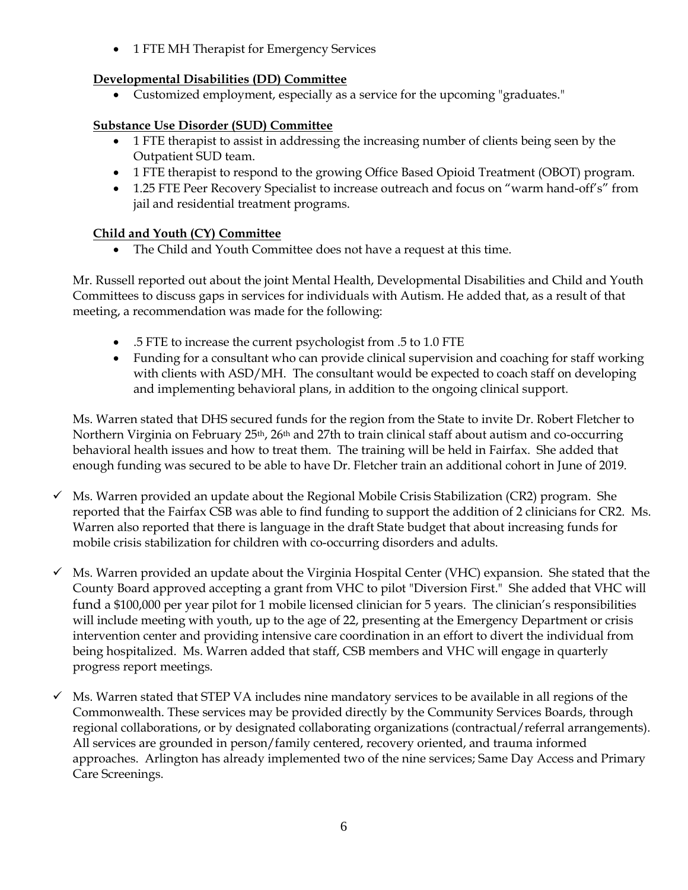- 1 FTE MH Therapist for Emergency Services

**Developmental Disabilities (DD) Committee**

- Customized employment, especially as a service for the upcoming "graduates."

**Substance Use Disorder (SUD) Committee**

- 1 FTE therapist to assist in addressing the increasing number of clients being seen by the Outpatient SUD team.
- 1 FTE therapist to respond to the growing Office Based Opioid Treatment (OBOT) program.
- 1.25 FTE Peer Recovery Specialist to increase outreach and focus on "warm hand-off's" from jail and residential treatment programs.

**Child and Youth (CY) Committee**

- The Child and Youth Committee does not have a request at this time.

Mr. Russell reported out about the joint Mental Health, Developmental Disabilities and Child and Youth Committees to discuss gaps in services for individuals with Autism. He added that, as a result of that meeting, a recommendation was made for the following:

- .5 FTE to increase the current psychologist from .5 to 1.0 FTE
- Funding for a consultant who can provide clinical supervision and coaching for staff working with clients with ASD/MH. The consultant would be expected to coach staff on developing and implementing behavioral plans, in addition to the ongoing clinical support.

Ms. Warren stated that DHS secured funds for the region from the State to invite Dr. Robert Fletcher to Northern Virginia on February 25th, 26th and 27th to train clinical staff about autism and co-occurring behavioral health issues and how to treat them. The training will be held in Fairfax. She added that enough funding was secured to be able to have Dr. Fletcher train an additional cohort in June of 2019.

- ✓ Ms. Warren provided an update about the Regional Mobile Crisis Stabilization (CR2) program. She reported that the Fairfax CSB was able to find funding to support the addition of 2 clinicians for CR2. Ms. Warren also reported that there is language in the draft State budget that about increasing funds for mobile crisis stabilization for children with co-occurring disorders and adults.

- ✓ Ms. Warren provided an update about the Virginia Hospital Center (VHC) expansion. She stated that the County Board approved accepting a grant from VHC to pilot "Diversion First." She added that VHC will fund a $100,000 per year pilot for 1 mobile licensed clinician for 5 years. The clinician's responsibilities will include meeting with youth, up to the age of 22, presenting at the Emergency Department or crisis intervention center and providing intensive care coordination in an effort to divert the individual from being hospitalized. Ms. Warren added that staff, CSB members and VHC will engage in quarterly progress report meetings.

- ✓ Ms. Warren stated that STEP VA includes nine mandatory services to be available in all regions of the Commonwealth. These services may be provided directly by the Community Services Boards, through regional collaborations, or by designated collaborating organizations (contractual/referral arrangements). All services are grounded in person/family centered, recovery oriented, and trauma informed approaches. Arlington has already implemented two of the nine services; Same Day Access and Primary Care Screenings.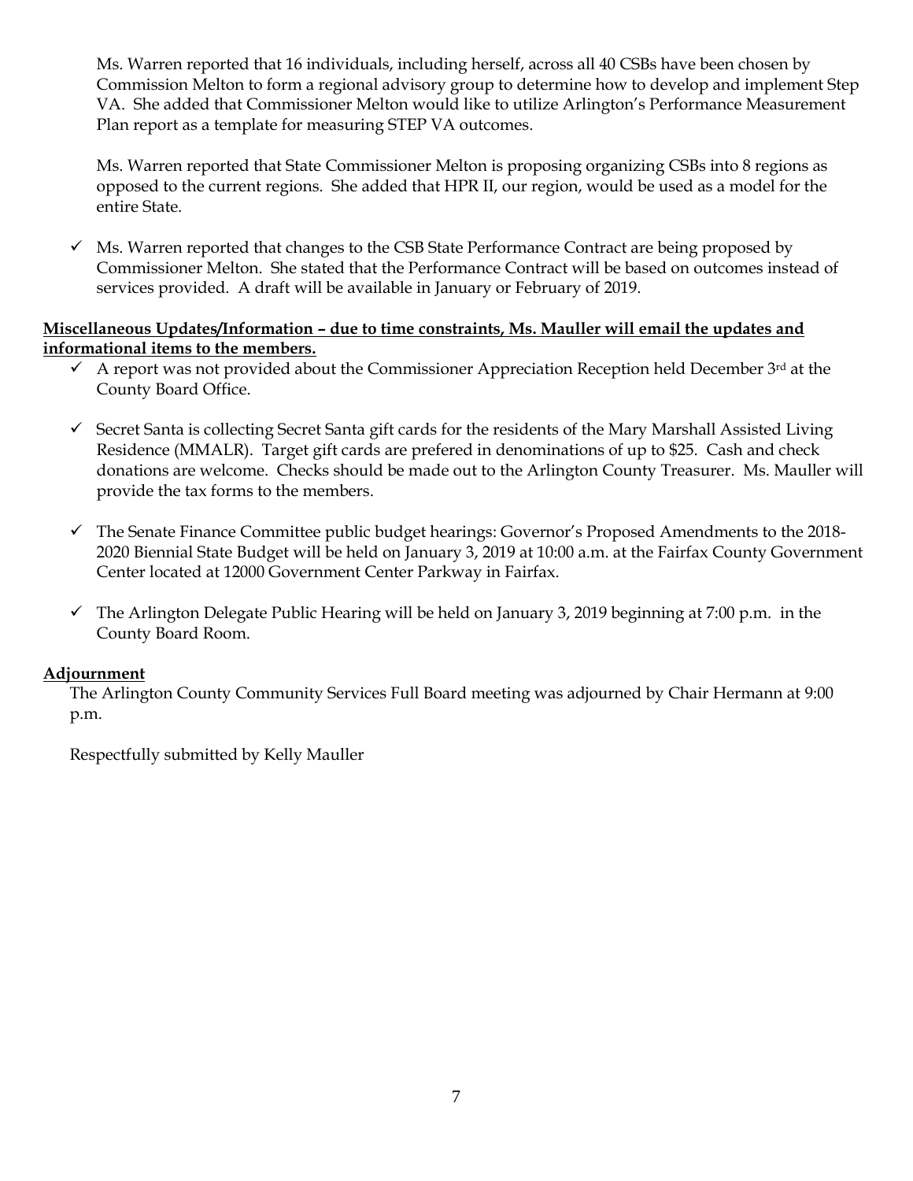Ms. Warren reported that 16 individuals, including herself, across all 40 CSBs have been chosen by Commission Melton to form a regional advisory group to determine how to develop and implement Step VA. She added that Commissioner Melton would like to utilize Arlington's Performance Measurement Plan report as a template for measuring STEP VA outcomes.

Ms. Warren reported that State Commissioner Melton is proposing organizing CSBs into 8 regions as opposed to the current regions. She added that HPR II, our region, would be used as a model for the entire State.

- ✓ Ms. Warren reported that changes to the CSB State Performance Contract are being proposed by Commissioner Melton. She stated that the Performance Contract will be based on outcomes instead of services provided. A draft will be available in January or February of 2019.

**Miscellaneous Updates/Information – due to time constraints, Ms. Mauller will email the updates and informational items to the members.**

- ✓ A report was not provided about the Commissioner Appreciation Reception held December 3rd at the County Board Office.
- ✓ Secret Santa is collecting Secret Santa gift cards for the residents of the Mary Marshall Assisted Living Residence (MMALR). Target gift cards are prefered in denominations of up to $25. Cash and check donations are welcome. Checks should be made out to the Arlington County Treasurer. Ms. Mauller will provide the tax forms to the members.
- ✓ The Senate Finance Committee public budget hearings: Governor's Proposed Amendments to the 2018-2020 Biennial State Budget will be held on January 3, 2019 at 10:00 a.m. at the Fairfax County Government Center located at 12000 Government Center Parkway in Fairfax.
- ✓ The Arlington Delegate Public Hearing will be held on January 3, 2019 beginning at 7:00 p.m. in the County Board Room.

**Adjournment**

The Arlington County Community Services Full Board meeting was adjourned by Chair Hermann at 9:00 p.m.

Respectfully submitted by Kelly Mauller